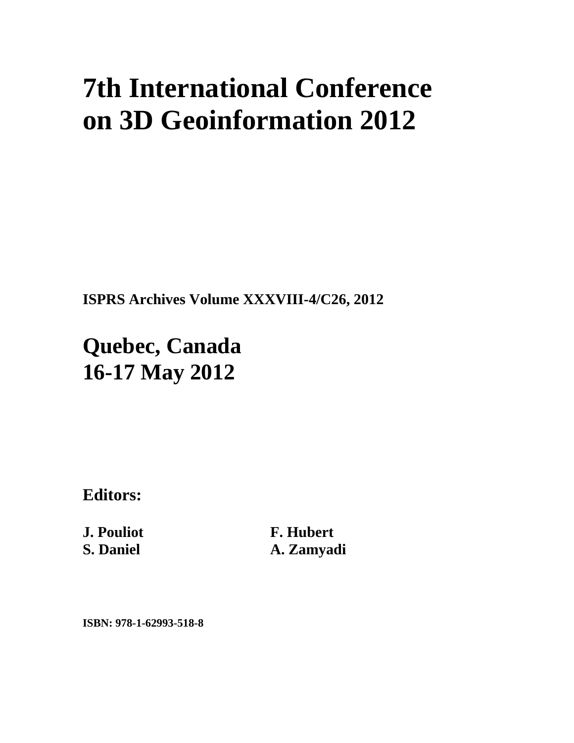# 7th International Conference on 3D Geoinformation 2012

**ISPRS Archives Volume XXXVIII-4/C26, 2012**

## Quebec, Canada
## 16-17 May 2012

**Editors:**

**J. Pouliot**
**S. Daniel**
**F. Hubert**
**A. Zamyadi**

**ISBN: 978-1-62993-518-8**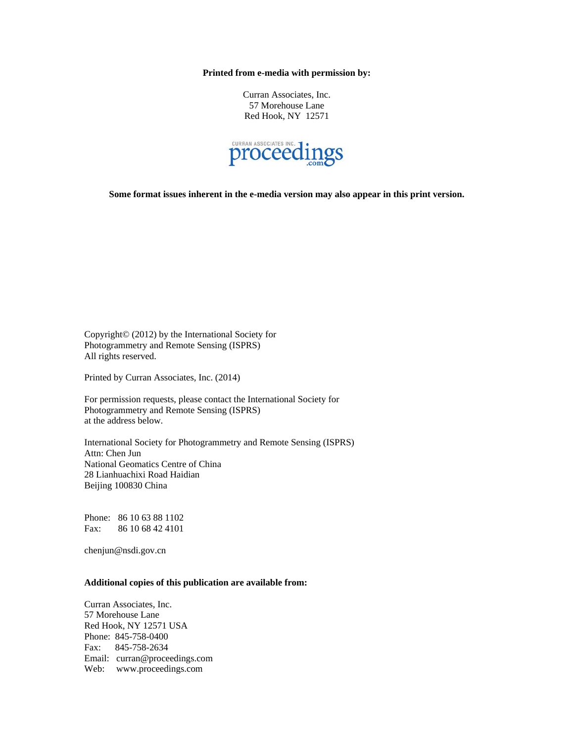**Printed from e-media with permission by:**

Curran Associates, Inc.
57 Morehouse Lane
Red Hook, NY 12571

**Some format issues inherent in the e-media version may also appear in this print version.**

Copyright© (2012) by the International Society for Photogrammetry and Remote Sensing (ISPRS)
All rights reserved.

Printed by Curran Associates, Inc. (2014)

For permission requests, please contact the International Society for Photogrammetry and Remote Sensing (ISPRS)
at the address below.

International Society for Photogrammetry and Remote Sensing (ISPRS)
Attn: Chen Jun
National Geomatics Centre of China
28 Lianhuachixi Road Haidian
Beijing 100830 China

Phone: 86 10 63 88 1102
Fax: 86 10 68 42 4101

chenjun@nsdi.gov.cn

**Additional copies of this publication are available from:**

Curran Associates, Inc.
57 Morehouse Lane
Red Hook, NY 12571 USA
Phone: 845-758-0400
Fax: 845-758-2634
Email: curran@proceedings.com
Web: www.proceedings.com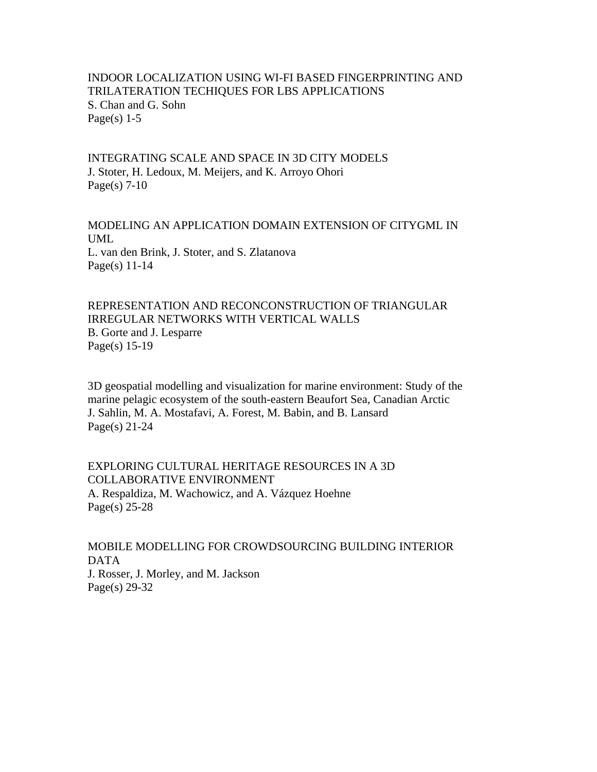INDOOR LOCALIZATION USING WI-FI BASED FINGERPRINTING AND TRILATERATION TECHIQUES FOR LBS APPLICATIONS
S. Chan and G. Sohn
Page(s) 1-5

INTEGRATING SCALE AND SPACE IN 3D CITY MODELS
J. Stoter, H. Ledoux, M. Meijers, and K. Arroyo Ohori
Page(s) 7-10

MODELING AN APPLICATION DOMAIN EXTENSION OF CITYGML IN UML
L. van den Brink, J. Stoter, and S. Zlatanova
Page(s) 11-14

REPRESENTATION AND RECONCONSTRUCTION OF TRIANGULAR IRREGULAR NETWORKS WITH VERTICAL WALLS
B. Gorte and J. Lesparre
Page(s) 15-19

3D geospatial modelling and visualization for marine environment: Study of the marine pelagic ecosystem of the south-eastern Beaufort Sea, Canadian Arctic
J. Sahlin, M. A. Mostafavi, A. Forest, M. Babin, and B. Lansard
Page(s) 21-24

EXPLORING CULTURAL HERITAGE RESOURCES IN A 3D COLLABORATIVE ENVIRONMENT
A. Respaldiza, M. Wachowicz, and A. Vázquez Hoehne
Page(s) 25-28

MOBILE MODELLING FOR CROWDSOURCING BUILDING INTERIOR DATA
J. Rosser, J. Morley, and M. Jackson
Page(s) 29-32